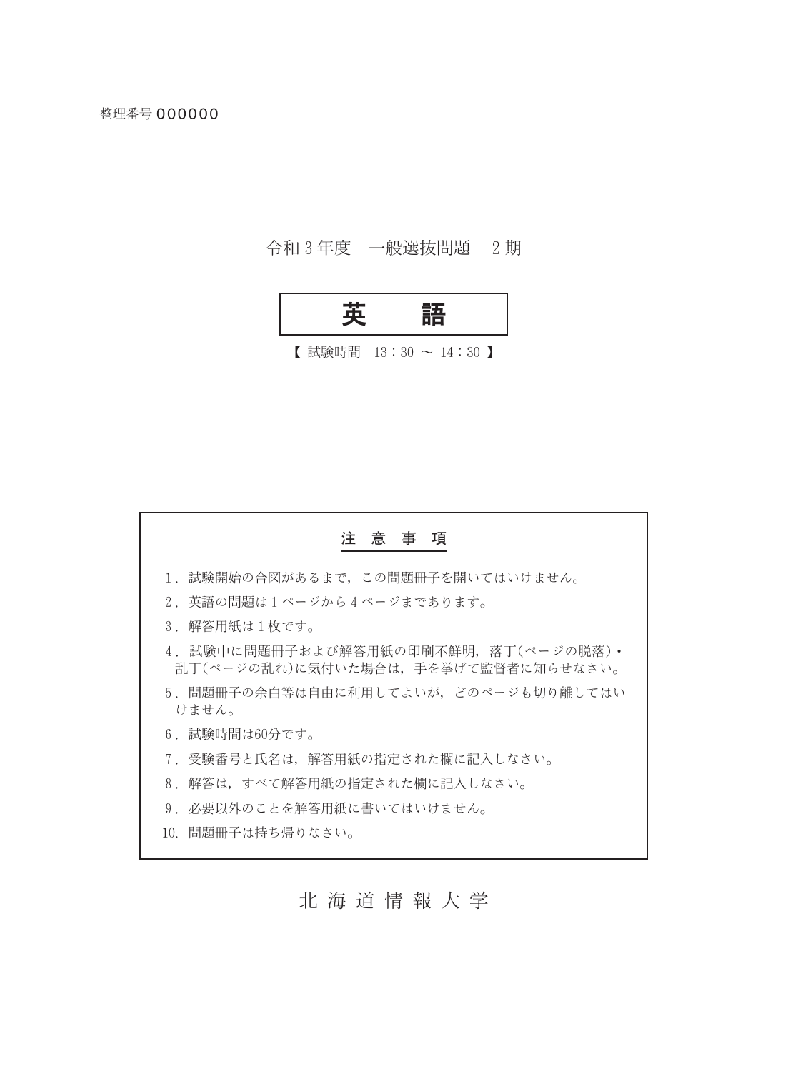整理番号 000000

令和３年度　一般選抜問題　２期

# 英　　語

【 試験時間　13：30 ～ 14：30 】

## 注　意　事　項

1．試験開始の合図があるまで，この問題冊子を開いてはいけません。
2．英語の問題は１ページから４ページまであります。
3．解答用紙は１枚です。
4．試験中に問題冊子および解答用紙の印刷不鮮明，落丁(ページの脱落)・乱丁(ページの乱れ)に気付いた場合は，手を挙げて監督者に知らせなさい。
5．問題冊子の余白等は自由に利用してよいが，どのページも切り離してはいけません。
6．試験時間は60分です。
7．受験番号と氏名は，解答用紙の指定された欄に記入しなさい。
8．解答は，すべて解答用紙の指定された欄に記入しなさい。
9．必要以外のことを解答用紙に書いてはいけません。
10．問題冊子は持ち帰りなさい。

北 海 道 情 報 大 学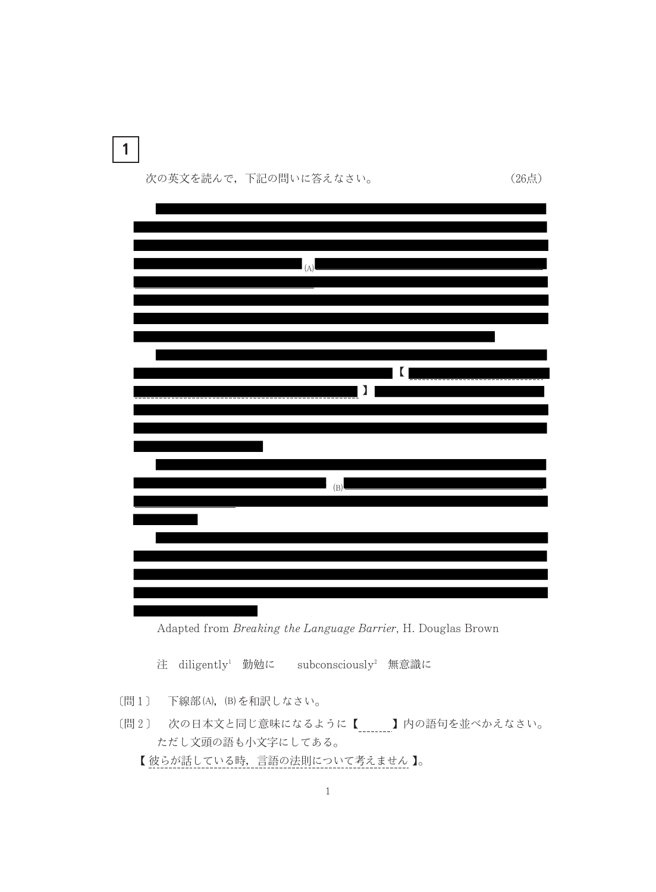1

次の英文を読んで，下記の問いに答えなさい。　　　　　　　　　　　（26点）

Adapted from *Breaking the Language Barrier*, H. Douglas Brown

注　diligently[1]　勤勉に　　subconsciously[2]　無意識に

〔問１〕　下線部(A)，(B)を和訳しなさい。

〔問２〕　次の日本文と同じ意味になるように【　　　】内の語句を並べかえなさい。ただし文頭の語も小文字にしてある。

【彼らが話している時，言語の法則について考えません】。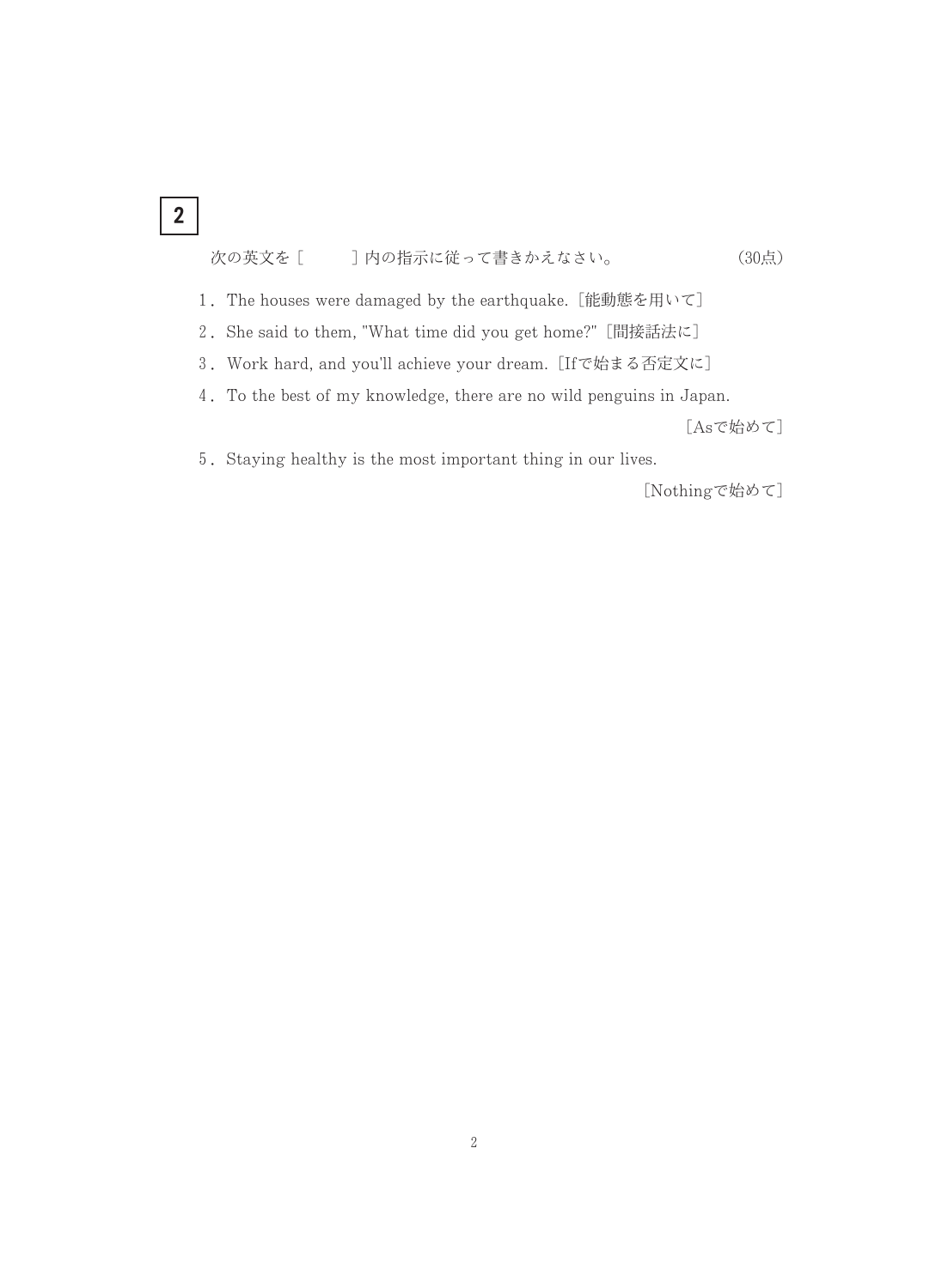## 2

次の英文を［　　］内の指示に従って書きかえなさい。　　　　　　　　（30点）

1．The houses were damaged by the earthquake.［能動態を用いて］

2．She said to them, "What time did you get home?"［間接話法に］

3．Work hard, and you'll achieve your dream.［Ifで始まる否定文に］

4．To the best of my knowledge, there are no wild penguins in Japan.

［Asで始めて］

5．Staying healthy is the most important thing in our lives.

［Nothingで始めて］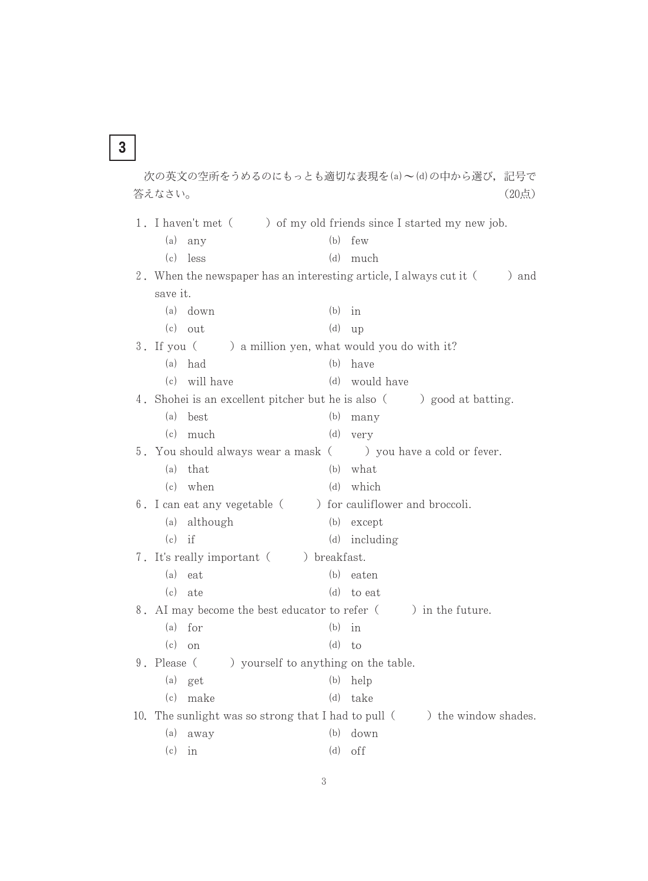# 3

次の英文の空所をうめるのにもっとも適切な表現を(a)～(d)の中から選び，記号で答えなさい。　（20点）

1．I haven't met（　　　）of my old friends since I started my new job.

(a) any　　(b) few
(c) less　　(d) much

2．When the newspaper has an interesting article, I always cut it（　　　）and save it.

(a) down　　(b) in
(c) out　　(d) up

3．If you（　　　）a million yen, what would you do with it?

(a) had　　(b) have
(c) will have　　(d) would have

4．Shohei is an excellent pitcher but he is also（　　　）good at batting.

(a) best　　(b) many
(c) much　　(d) very

5．You should always wear a mask（　　　）you have a cold or fever.

(a) that　　(b) what
(c) when　　(d) which

6．I can eat any vegetable（　　　）for cauliflower and broccoli.

(a) although　　(b) except
(c) if　　(d) including

7．It's really important（　　　）breakfast.

(a) eat　　(b) eaten
(c) ate　　(d) to eat

8．AI may become the best educator to refer（　　　）in the future.

(a) for　　(b) in
(c) on　　(d) to

9．Please（　　　）yourself to anything on the table.

(a) get　　(b) help
(c) make　　(d) take

10．The sunlight was so strong that I had to pull（　　　）the window shades.

(a) away　　(b) down
(c) in　　(d) off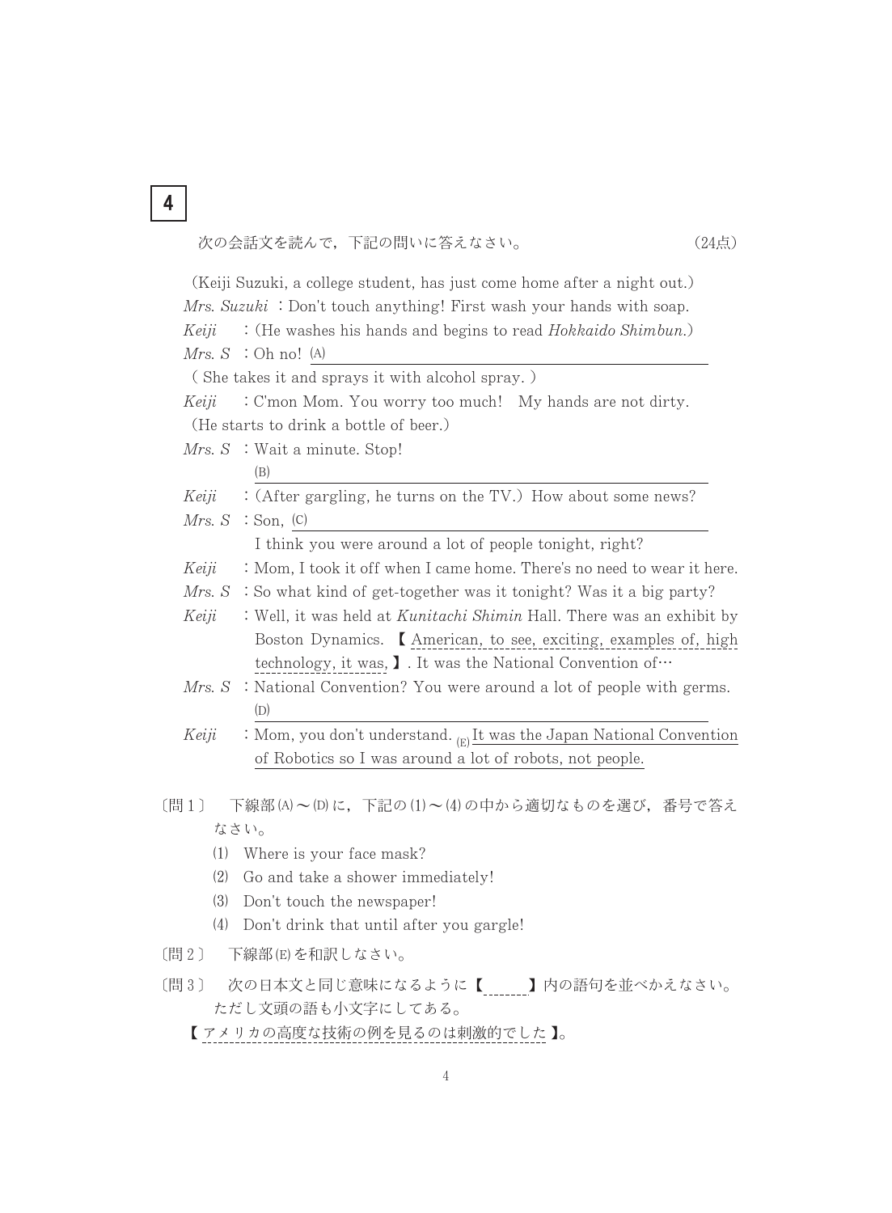# 4

次の会話文を読んで，下記の問いに答えなさい。（24点）

(Keiji Suzuki, a college student, has just come home after a night out.)

*Mrs. Suzuki* ：Don't touch anything! First wash your hands with soap.

*Keiji* ：(He washes his hands and begins to read *Hokkaido Shimbun*.)

*Mrs. S* ：Oh no! (A) ________________________________

( She takes it and sprays it with alcohol spray. )

*Keiji* ：C'mon Mom. You worry too much!　My hands are not dirty.

(He starts to drink a bottle of beer.)

*Mrs. S* ：Wait a minute. Stop!

(B) ________________________________

*Keiji* ：(After gargling, he turns on the TV.) How about some news?

*Mrs. S* ：Son, (C) ________________________________

I think you were around a lot of people tonight, right?

*Keiji* ：Mom, I took it off when I came home. There's no need to wear it here.

*Mrs. S* ：So what kind of get-together was it tonight? Was it a big party?

*Keiji* ：Well, it was held at *Kunitachi Shimin* Hall. There was an exhibit by Boston Dynamics. 【 American, to see, exciting, examples of, high technology, it was, 】. It was the National Convention of…

*Mrs. S* ：National Convention? You were around a lot of people with germs.

(D) ________________________________

*Keiji* ：Mom, you don't understand. (E) <u>It was the Japan National Convention of Robotics so I was around a lot of robots, not people.</u>

〔問１〕　下線部(A)～(D)に，下記の(1)～(4)の中から適切なものを選び，番号で答えなさい。

(1) Where is your face mask?

(2) Go and take a shower immediately!

(3) Don't touch the newspaper!

(4) Don't drink that until after you gargle!

〔問２〕　下線部(E)を和訳しなさい。

〔問３〕　次の日本文と同じ意味になるように【　　】内の語句を並べかえなさい。ただし文頭の語も小文字にしてある。

【 アメリカの高度な技術の例を見るのは刺激的でした 】。